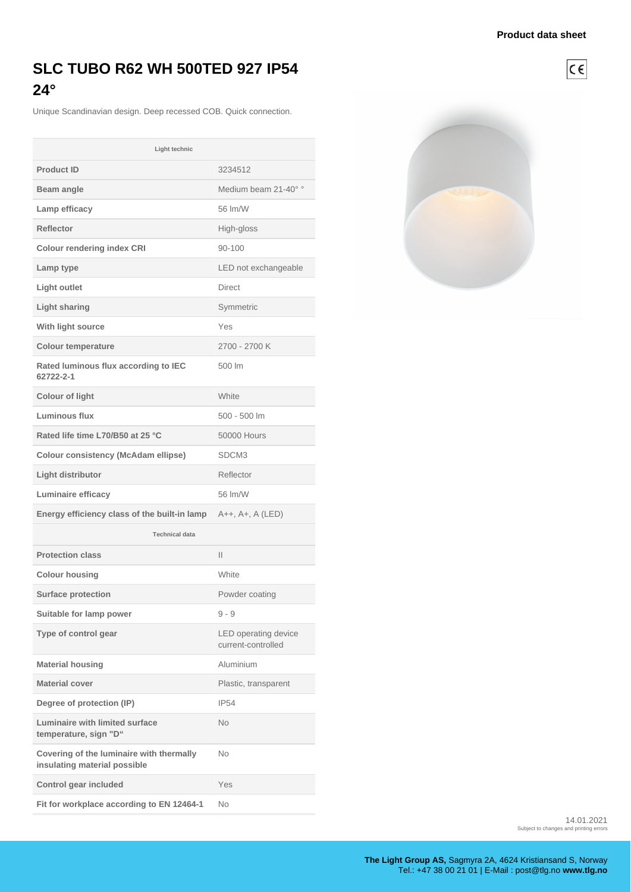Product data sheet

# SLC TUBO R62 WH 500TED 927 IP54 24°

Unique Scandinavian design. Deep recessed COB. Quick connection.

| Light technic | |
|---|---|
| **Product ID** | 3234512 |
| **Beam angle** | Medium beam 21-40° ° |
| **Lamp efficacy** | 56 lm/W |
| **Reflector** | High-gloss |
| **Colour rendering index CRI** | 90-100 |
| **Lamp type** | LED not exchangeable |
| **Light outlet** | Direct |
| **Light sharing** | Symmetric |
| **With light source** | Yes |
| **Colour temperature** | 2700 - 2700 K |
| **Rated luminous flux according to IEC 62722-2-1** | 500 lm |
| **Colour of light** | White |
| **Luminous flux** | 500 - 500 lm |
| **Rated life time L70/B50 at 25 °C** | 50000 Hours |
| **Colour consistency (McAdam ellipse)** | SDCM3 |
| **Light distributor** | Reflector |
| **Luminaire efficacy** | 56 lm/W |
| **Energy efficiency class of the built-in lamp** | A++, A+, A (LED) |
| **Technical data** | |
| **Protection class** | II |
| **Colour housing** | White |
| **Surface protection** | Powder coating |
| **Suitable for lamp power** | 9 - 9 |
| **Type of control gear** | LED operating device current-controlled |
| **Material housing** | Aluminium |
| **Material cover** | Plastic, transparent |
| **Degree of protection (IP)** | IP54 |
| **Luminaire with limited surface temperature, sign "D"** | No |
| **Covering of the luminaire with thermally insulating material possible** | No |
| **Control gear included** | Yes |
| **Fit for workplace according to EN 12464-1** | No |

14.01.2021
Subject to changes and printing errors

**The Light Group AS,** Sagmyra 2A, 4624 Kristiansand S, Norway
Tel.: +47 38 00 21 01 | E-Mail : post@tlg.no **www.tlg.no**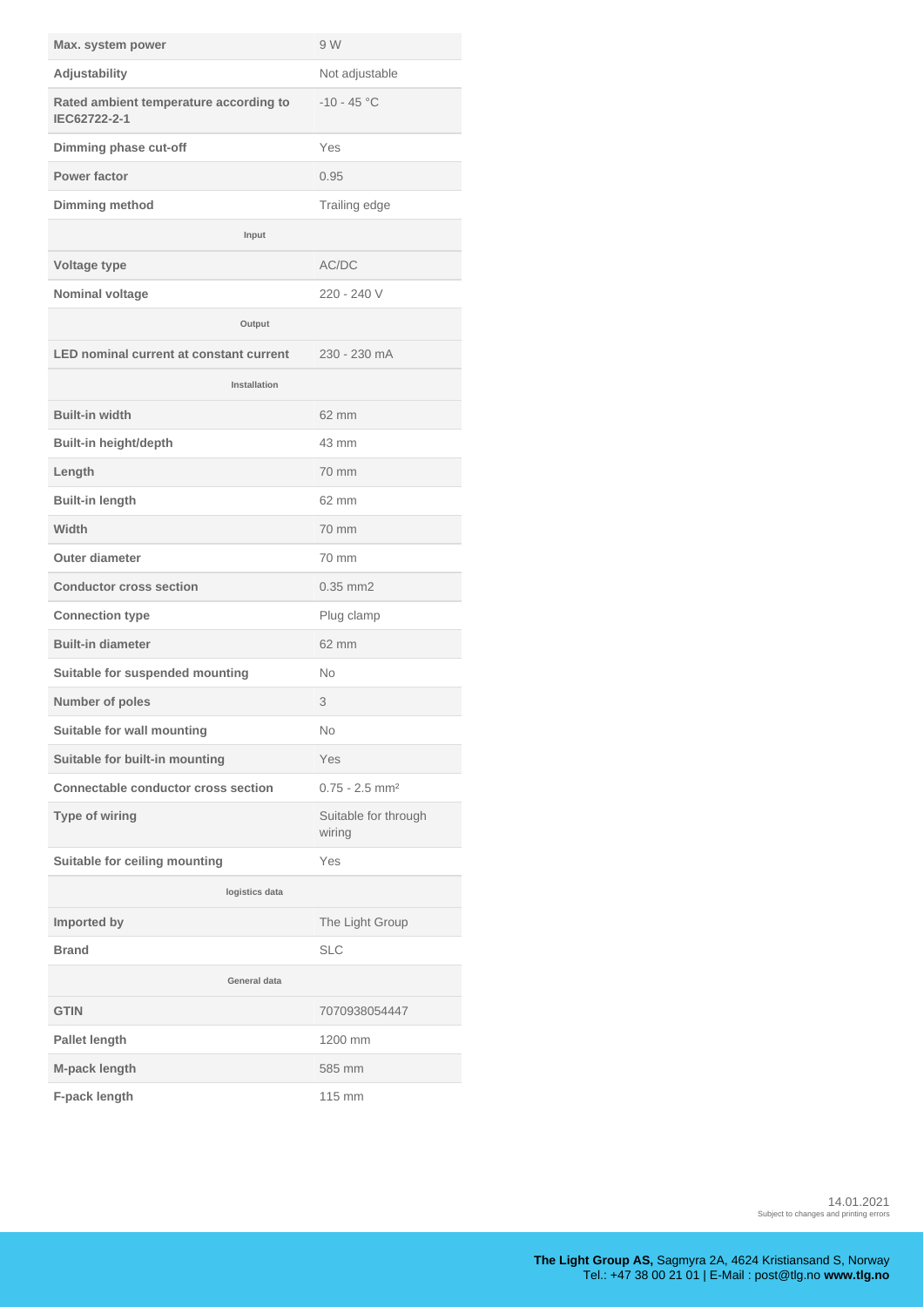| | |
|---|---|
| **Max. system power** | 9 W |
| **Adjustability** | Not adjustable |
| **Rated ambient temperature according to IEC62722-2-1** | -10 - 45 °C |
| **Dimming phase cut-off** | Yes |
| **Power factor** | 0.95 |
| **Dimming method** | Trailing edge |
| **Input** | |
| **Voltage type** | AC/DC |
| **Nominal voltage** | 220 - 240 V |
| **Output** | |
| **LED nominal current at constant current** | 230 - 230 mA |
| **Installation** | |
| **Built-in width** | 62 mm |
| **Built-in height/depth** | 43 mm |
| **Length** | 70 mm |
| **Built-in length** | 62 mm |
| **Width** | 70 mm |
| **Outer diameter** | 70 mm |
| **Conductor cross section** | 0.35 mm2 |
| **Connection type** | Plug clamp |
| **Built-in diameter** | 62 mm |
| **Suitable for suspended mounting** | No |
| **Number of poles** | 3 |
| **Suitable for wall mounting** | No |
| **Suitable for built-in mounting** | Yes |
| **Connectable conductor cross section** | 0.75 - 2.5 mm² |
| **Type of wiring** | Suitable for through wiring |
| **Suitable for ceiling mounting** | Yes |
| **logistics data** | |
| **Imported by** | The Light Group |
| **Brand** | SLC |
| **General data** | |
| **GTIN** | 7070938054447 |
| **Pallet length** | 1200 mm |
| **M-pack length** | 585 mm |
| **F-pack length** | 115 mm |

14.01.2021
Subject to changes and printing errors

**The Light Group AS,** Sagmyra 2A, 4624 Kristiansand S, Norway
Tel.: +47 38 00 21 01 | E-Mail : post@tlg.no **www.tlg.no**